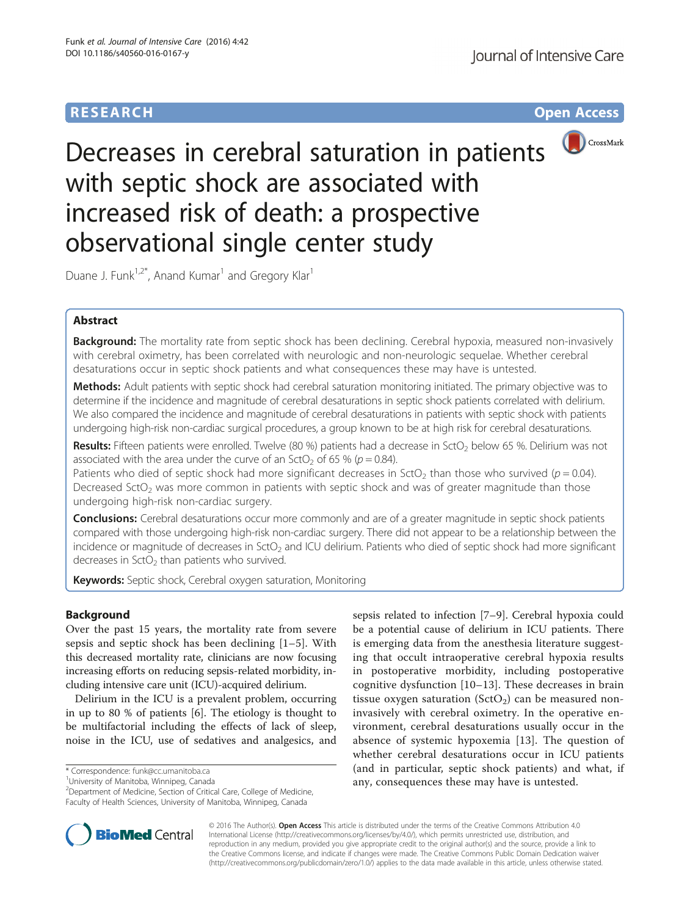# RESEARCH

# Decreases in cerebral saturation in patients with septic shock are associated with increased risk of death: a prospective observational single center study

Duane J. Funk[1,2*], Anand Kumar[1] and Gregory Klar[1]

## Abstract

**Background:** The mortality rate from septic shock has been declining. Cerebral hypoxia, measured non-invasively with cerebral oximetry, has been correlated with neurologic and non-neurologic sequelae. Whether cerebral desaturations occur in septic shock patients and what consequences these may have is untested.

**Methods:** Adult patients with septic shock had cerebral saturation monitoring initiated. The primary objective was to determine if the incidence and magnitude of cerebral desaturations in septic shock patients correlated with delirium. We also compared the incidence and magnitude of cerebral desaturations in patients with septic shock with patients undergoing high-risk non-cardiac surgical procedures, a group known to be at high risk for cerebral desaturations.

**Results:** Fifteen patients were enrolled. Twelve (80 %) patients had a decrease in $SctO_2$ below 65 %. Delirium was not associated with the area under the curve of an $SctO_2$ of 65 % ($p = 0.84$).

Patients who died of septic shock had more significant decreases in $SctO_2$ than those who survived ($p = 0.04$). Decreased $SctO_2$ was more common in patients with septic shock and was of greater magnitude than those undergoing high-risk non-cardiac surgery.

**Conclusions:** Cerebral desaturations occur more commonly and are of a greater magnitude in septic shock patients compared with those undergoing high-risk non-cardiac surgery. There did not appear to be a relationship between the incidence or magnitude of decreases in $SctO_2$ and ICU delirium. Patients who died of septic shock had more significant decreases in $SctO_2$ than patients who survived.

**Keywords:** Septic shock, Cerebral oxygen saturation, Monitoring

## Background

Over the past 15 years, the mortality rate from severe sepsis and septic shock has been declining [1–5]. With this decreased mortality rate, clinicians are now focusing increasing efforts on reducing sepsis-related morbidity, including intensive care unit (ICU)-acquired delirium.

Delirium in the ICU is a prevalent problem, occurring in up to 80 % of patients [6]. The etiology is thought to be multifactorial including the effects of lack of sleep, noise in the ICU, use of sedatives and analgesics, and sepsis related to infection [7–9]. Cerebral hypoxia could be a potential cause of delirium in ICU patients. There is emerging data from the anesthesia literature suggesting that occult intraoperative cerebral hypoxia results in postoperative morbidity, including postoperative cognitive dysfunction [10–13]. These decreases in brain tissue oxygen saturation ($SctO_2$) can be measured non-invasively with cerebral oximetry. In the operative environment, cerebral desaturations usually occur in the absence of systemic hypoxemia [13]. The question of whether cerebral desaturations occur in ICU patients (and in particular, septic shock patients) and what, if any, consequences these may have is untested.

\* Correspondence: funk@cc.umanitoba.ca
[1]University of Manitoba, Winnipeg, Canada
[2]Department of Medicine, Section of Critical Care, College of Medicine, Faculty of Health Sciences, University of Manitoba, Winnipeg, Canada

© 2016 The Author(s). **Open Access** This article is distributed under the terms of the Creative Commons Attribution 4.0 International License (http://creativecommons.org/licenses/by/4.0/), which permits unrestricted use, distribution, and reproduction in any medium, provided you give appropriate credit to the original author(s) and the source, provide a link to the Creative Commons license, and indicate if changes were made. The Creative Commons Public Domain Dedication waiver (http://creativecommons.org/publicdomain/zero/1.0/) applies to the data made available in this article, unless otherwise stated.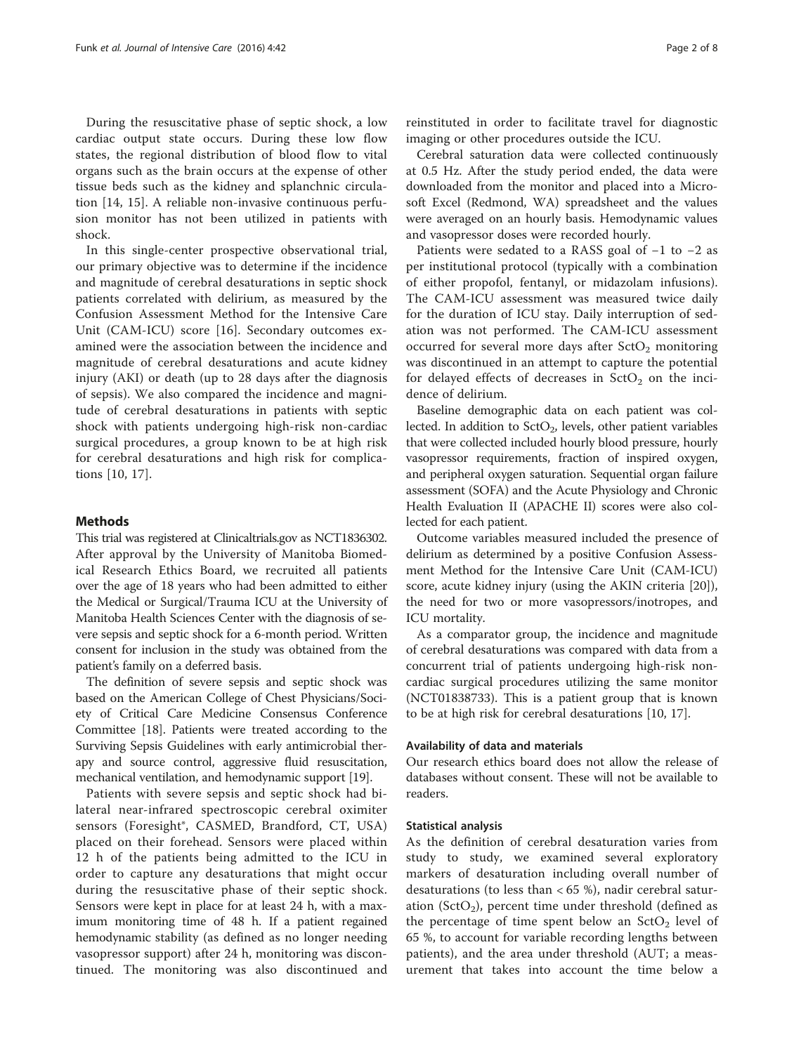During the resuscitative phase of septic shock, a low cardiac output state occurs. During these low flow states, the regional distribution of blood flow to vital organs such as the brain occurs at the expense of other tissue beds such as the kidney and splanchnic circulation [14, 15]. A reliable non-invasive continuous perfusion monitor has not been utilized in patients with shock.

In this single-center prospective observational trial, our primary objective was to determine if the incidence and magnitude of cerebral desaturations in septic shock patients correlated with delirium, as measured by the Confusion Assessment Method for the Intensive Care Unit (CAM-ICU) score [16]. Secondary outcomes examined were the association between the incidence and magnitude of cerebral desaturations and acute kidney injury (AKI) or death (up to 28 days after the diagnosis of sepsis). We also compared the incidence and magnitude of cerebral desaturations in patients with septic shock with patients undergoing high-risk non-cardiac surgical procedures, a group known to be at high risk for cerebral desaturations and high risk for complications [10, 17].

## Methods

This trial was registered at Clinicaltrials.gov as NCT1836302. After approval by the University of Manitoba Biomedical Research Ethics Board, we recruited all patients over the age of 18 years who had been admitted to either the Medical or Surgical/Trauma ICU at the University of Manitoba Health Sciences Center with the diagnosis of severe sepsis and septic shock for a 6-month period. Written consent for inclusion in the study was obtained from the patient's family on a deferred basis.

The definition of severe sepsis and septic shock was based on the American College of Chest Physicians/Society of Critical Care Medicine Consensus Conference Committee [18]. Patients were treated according to the Surviving Sepsis Guidelines with early antimicrobial therapy and source control, aggressive fluid resuscitation, mechanical ventilation, and hemodynamic support [19].

Patients with severe sepsis and septic shock had bilateral near-infrared spectroscopic cerebral oximiter sensors (Foresight®, CASMED, Brandford, CT, USA) placed on their forehead. Sensors were placed within 12 h of the patients being admitted to the ICU in order to capture any desaturations that might occur during the resuscitative phase of their septic shock. Sensors were kept in place for at least 24 h, with a maximum monitoring time of 48 h. If a patient regained hemodynamic stability (as defined as no longer needing vasopressor support) after 24 h, monitoring was discontinued. The monitoring was also discontinued and reinstituted in order to facilitate travel for diagnostic imaging or other procedures outside the ICU.

Cerebral saturation data were collected continuously at 0.5 Hz. After the study period ended, the data were downloaded from the monitor and placed into a Microsoft Excel (Redmond, WA) spreadsheet and the values were averaged on an hourly basis. Hemodynamic values and vasopressor doses were recorded hourly.

Patients were sedated to a RASS goal of −1 to −2 as per institutional protocol (typically with a combination of either propofol, fentanyl, or midazolam infusions). The CAM-ICU assessment was measured twice daily for the duration of ICU stay. Daily interruption of sedation was not performed. The CAM-ICU assessment occurred for several more days after $SctO_2$ monitoring was discontinued in an attempt to capture the potential for delayed effects of decreases in $SctO_2$ on the incidence of delirium.

Baseline demographic data on each patient was collected. In addition to $SctO_2$, levels, other patient variables that were collected included hourly blood pressure, hourly vasopressor requirements, fraction of inspired oxygen, and peripheral oxygen saturation. Sequential organ failure assessment (SOFA) and the Acute Physiology and Chronic Health Evaluation II (APACHE II) scores were also collected for each patient.

Outcome variables measured included the presence of delirium as determined by a positive Confusion Assessment Method for the Intensive Care Unit (CAM-ICU) score, acute kidney injury (using the AKIN criteria [20]), the need for two or more vasopressors/inotropes, and ICU mortality.

As a comparator group, the incidence and magnitude of cerebral desaturations was compared with data from a concurrent trial of patients undergoing high-risk non-cardiac surgical procedures utilizing the same monitor (NCT01838733). This is a patient group that is known to be at high risk for cerebral desaturations [10, 17].

### Availability of data and materials

Our research ethics board does not allow the release of databases without consent. These will not be available to readers.

### Statistical analysis

As the definition of cerebral desaturation varies from study to study, we examined several exploratory markers of desaturation including overall number of desaturations (to less than < 65 %), nadir cerebral saturation ($SctO_2$), percent time under threshold (defined as the percentage of time spent below an $SctO_2$ level of 65 %, to account for variable recording lengths between patients), and the area under threshold (AUT; a measurement that takes into account the time below a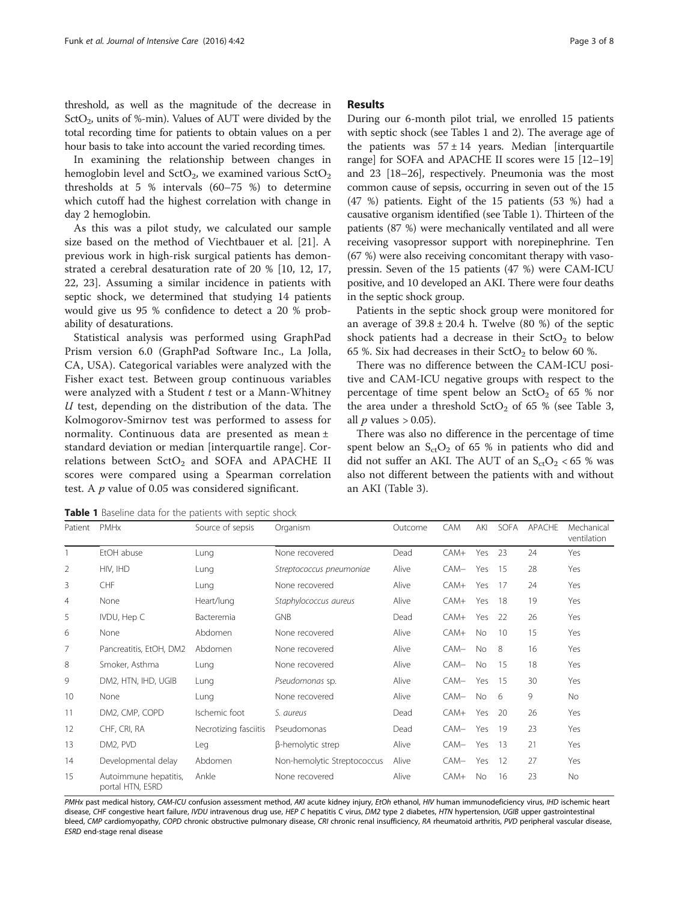threshold, as well as the magnitude of the decrease in $SctO_2$, units of %-min). Values of AUT were divided by the total recording time for patients to obtain values on a per hour basis to take into account the varied recording times.

In examining the relationship between changes in hemoglobin level and $SctO_2$, we examined various $SctO_2$ thresholds at 5 % intervals (60–75 %) to determine which cutoff had the highest correlation with change in day 2 hemoglobin.

As this was a pilot study, we calculated our sample size based on the method of Viechtbauer et al. [21]. A previous work in high-risk surgical patients has demonstrated a cerebral desaturation rate of 20 % [10, 12, 17, 22, 23]. Assuming a similar incidence in patients with septic shock, we determined that studying 14 patients would give us 95 % confidence to detect a 20 % probability of desaturations.

Statistical analysis was performed using GraphPad Prism version 6.0 (GraphPad Software Inc., La Jolla, CA, USA). Categorical variables were analyzed with the Fisher exact test. Between group continuous variables were analyzed with a Student *t* test or a Mann-Whitney *U* test, depending on the distribution of the data. The Kolmogorov-Smirnov test was performed to assess for normality. Continuous data are presented as mean ± standard deviation or median [interquartile range]. Correlations between $SctO_2$ and SOFA and APACHE II scores were compared using a Spearman correlation test. A *p* value of 0.05 was considered significant.

## Results

During our 6-month pilot trial, we enrolled 15 patients with septic shock (see Tables 1 and 2). The average age of the patients was 57 ± 14 years. Median [interquartile range] for SOFA and APACHE II scores were 15 [12–19] and 23 [18–26], respectively. Pneumonia was the most common cause of sepsis, occurring in seven out of the 15 (47 %) patients. Eight of the 15 patients (53 %) had a causative organism identified (see Table 1). Thirteen of the patients (87 %) were mechanically ventilated and all were receiving vasopressor support with norepinephrine. Ten (67 %) were also receiving concomitant therapy with vasopressin. Seven of the 15 patients (47 %) were CAM-ICU positive, and 10 developed an AKI. There were four deaths in the septic shock group.

Patients in the septic shock group were monitored for an average of 39.8 ± 20.4 h. Twelve (80 %) of the septic shock patients had a decrease in their $SctO_2$ to below 65 %. Six had decreases in their $SctO_2$ to below 60 %.

There was no difference between the CAM-ICU positive and CAM-ICU negative groups with respect to the percentage of time spent below an $SctO_2$ of 65 % nor the area under a threshold $SctO_2$ of 65 % (see Table 3, all *p* values > 0.05).

There was also no difference in the percentage of time spent below an $S_{ct}O_2$ of 65 % in patients who did and did not suffer an AKI. The AUT of an $S_{ct}O_2$ < 65 % was also not different between the patients with and without an AKI (Table 3).

**Table 1** Baseline data for the patients with septic shock

| Patient | PMHx | Source of sepsis | Organism | Outcome | CAM | AKI | SOFA | APACHE | Mechanical ventilation |
|---|---|---|---|---|---|---|---|---|---|
| 1 | EtOH abuse | Lung | None recovered | Dead | CAM+ | Yes | 23 | 24 | Yes |
| 2 | HIV, IHD | Lung | *Streptococcus pneumoniae* | Alive | CAM− | Yes | 15 | 28 | Yes |
| 3 | CHF | Lung | None recovered | Alive | CAM+ | Yes | 17 | 24 | Yes |
| 4 | None | Heart/lung | *Staphylococcus aureus* | Alive | CAM+ | Yes | 18 | 19 | Yes |
| 5 | IVDU, Hep C | Bacteremia | GNB | Dead | CAM+ | Yes | 22 | 26 | Yes |
| 6 | None | Abdomen | None recovered | Alive | CAM+ | No | 10 | 15 | Yes |
| 7 | Pancreatitis, EtOH, DM2 | Abdomen | None recovered | Alive | CAM− | No | 8 | 16 | Yes |
| 8 | Smoker, Asthma | Lung | None recovered | Alive | CAM− | No | 15 | 18 | Yes |
| 9 | DM2, HTN, IHD, UGIB | Lung | *Pseudomonas* sp. | Alive | CAM− | Yes | 15 | 30 | Yes |
| 10 | None | Lung | None recovered | Alive | CAM− | No | 6 | 9 | No |
| 11 | DM2, CMP, COPD | Ischemic foot | *S. aureus* | Dead | CAM+ | Yes | 20 | 26 | Yes |
| 12 | CHF, CRI, RA | Necrotizing fasciitis | Pseudomonas | Dead | CAM− | Yes | 19 | 23 | Yes |
| 13 | DM2, PVD | Leg | β-hemolytic strep | Alive | CAM− | Yes | 13 | 21 | Yes |
| 14 | Developmental delay | Abdomen | Non-hemolytic Streptococcus | Alive | CAM− | Yes | 12 | 27 | Yes |
| 15 | Autoimmune hepatitis, portal HTN, ESRD | Ankle | None recovered | Alive | CAM+ | No | 16 | 23 | No |

*PMHx* past medical history, *CAM-ICU* confusion assessment method, *AKI* acute kidney injury, *EtOh* ethanol, *HIV* human immunodeficiency virus, *IHD* ischemic heart disease, *CHF* congestive heart failure, *IVDU* intravenous drug use, *HEP C* hepatitis C virus, *DM2* type 2 diabetes, *HTN* hypertension, *UGIB* upper gastrointestinal bleed, *CMP* cardiomyopathy, *COPD* chronic obstructive pulmonary disease, *CRI* chronic renal insufficiency, *RA* rheumatoid arthritis, *PVD* peripheral vascular disease, *ESRD* end-stage renal disease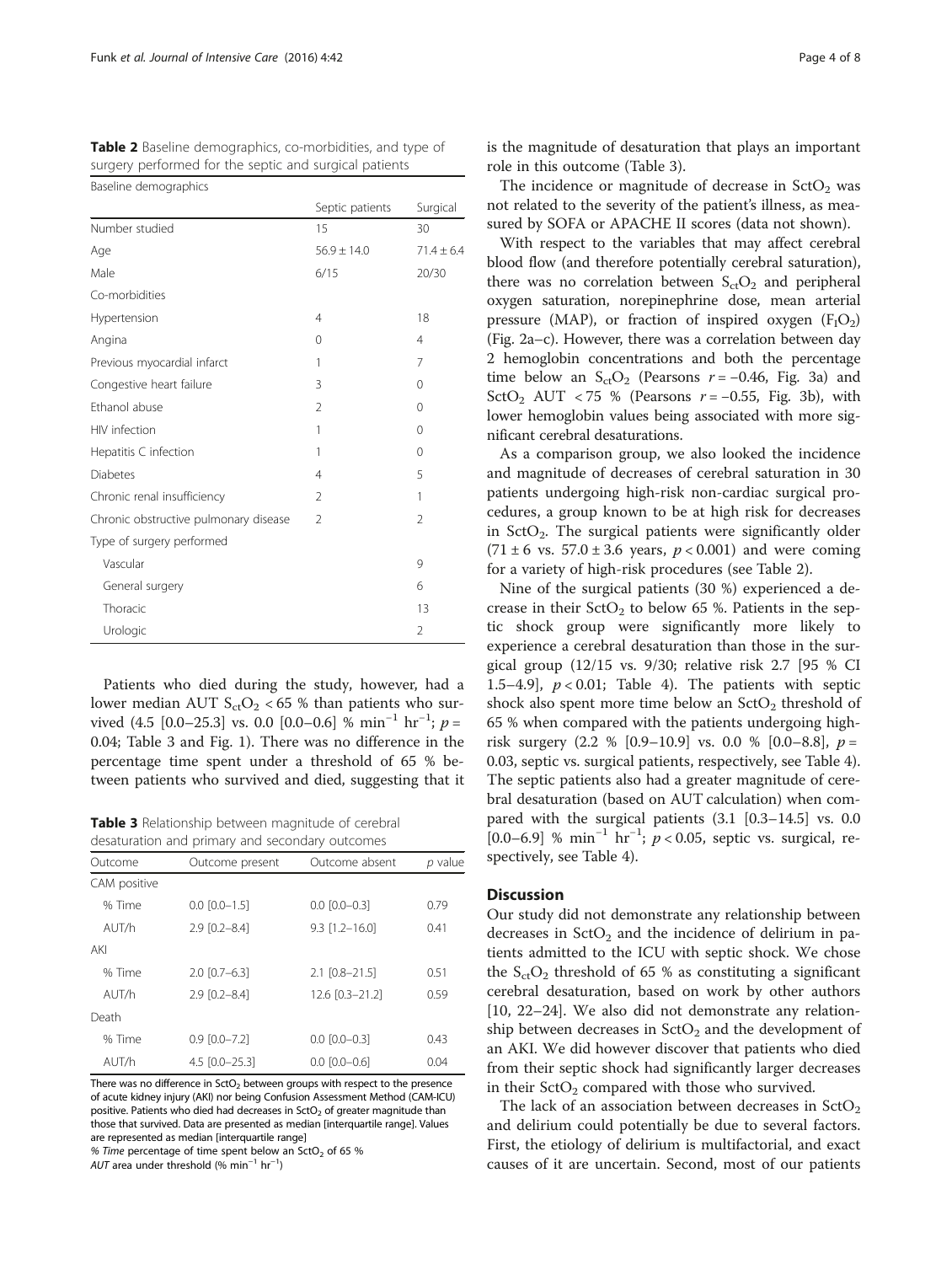**Table 2** Baseline demographics, co-morbidities, and type of surgery performed for the septic and surgical patients

| Baseline demographics | | |
|---|---|---|
| | Septic patients | Surgical |
| Number studied | 15 | 30 |
| Age | 56.9 ± 14.0 | 71.4 ± 6.4 |
| Male | 6/15 | 20/30 |
| Co-morbidities | | |
| Hypertension | 4 | 18 |
| Angina | 0 | 4 |
| Previous myocardial infarct | 1 | 7 |
| Congestive heart failure | 3 | 0 |
| Ethanol abuse | 2 | 0 |
| HIV infection | 1 | 0 |
| Hepatitis C infection | 1 | 0 |
| Diabetes | 4 | 5 |
| Chronic renal insufficiency | 2 | 1 |
| Chronic obstructive pulmonary disease | 2 | 2 |
| Type of surgery performed | | |
| Vascular | | 9 |
| General surgery | | 6 |
| Thoracic | | 13 |
| Urologic | | 2 |

Patients who died during the study, however, had a lower median AUT $S_{ct}O_2$ < 65 % than patients who survived (4.5 [0.0–25.3] vs. 0.0 [0.0–0.6] % $min^{-1}$ $hr^{-1}$; $p$ = 0.04; Table 3 and Fig. 1). There was no difference in the percentage time spent under a threshold of 65 % between patients who survived and died, suggesting that it is the magnitude of desaturation that plays an important role in this outcome (Table 3).

**Table 3** Relationship between magnitude of cerebral desaturation and primary and secondary outcomes

| Outcome | Outcome present | Outcome absent | $p$ value |
|---|---|---|---|
| CAM positive | | | |
| % Time | 0.0 [0.0–1.5] | 0.0 [0.0–0.3] | 0.79 |
| AUT/h | 2.9 [0.2–8.4] | 9.3 [1.2–16.0] | 0.41 |
| AKI | | | |
| % Time | 2.0 [0.7–6.3] | 2.1 [0.8–21.5] | 0.51 |
| AUT/h | 2.9 [0.2–8.4] | 12.6 [0.3–21.2] | 0.59 |
| Death | | | |
| % Time | 0.9 [0.0–7.2] | 0.0 [0.0–0.3] | 0.43 |
| AUT/h | 4.5 [0.0–25.3] | 0.0 [0.0–0.6] | 0.04 |

There was no difference in $SctO_2$ between groups with respect to the presence of acute kidney injury (AKI) nor being Confusion Assessment Method (CAM-ICU) positive. Patients who died had decreases in $SctO_2$ of greater magnitude than those that survived. Data are presented as median [interquartile range]. Values are represented as median [interquartile range]

*% Time* percentage of time spent below an $SctO_2$ of 65 %

*AUT* area under threshold (% $min^{-1}$ $hr^{-1}$)

The incidence or magnitude of decrease in $SctO_2$ was not related to the severity of the patient's illness, as measured by SOFA or APACHE II scores (data not shown).

With respect to the variables that may affect cerebral blood flow (and therefore potentially cerebral saturation), there was no correlation between $S_{ct}O_2$ and peripheral oxygen saturation, norepinephrine dose, mean arterial pressure (MAP), or fraction of inspired oxygen ($F_IO_2$) (Fig. 2a–c). However, there was a correlation between day 2 hemoglobin concentrations and both the percentage time below an $S_{ct}O_2$ (Pearsons $r$ = −0.46, Fig. 3a) and $SctO_2$ AUT < 75 % (Pearsons $r$ = −0.55, Fig. 3b), with lower hemoglobin values being associated with more significant cerebral desaturations.

As a comparison group, we also looked the incidence and magnitude of decreases of cerebral saturation in 30 patients undergoing high-risk non-cardiac surgical procedures, a group known to be at high risk for decreases in $SctO_2$. The surgical patients were significantly older (71 ± 6 vs. 57.0 ± 3.6 years, $p$ < 0.001) and were coming for a variety of high-risk procedures (see Table 2).

Nine of the surgical patients (30 %) experienced a decrease in their $SctO_2$ to below 65 %. Patients in the septic shock group were significantly more likely to experience a cerebral desaturation than those in the surgical group (12/15 vs. 9/30; relative risk 2.7 [95 % CI 1.5–4.9], $p$ < 0.01; Table 4). The patients with septic shock also spent more time below an $SctO_2$ threshold of 65 % when compared with the patients undergoing high-risk surgery (2.2 % [0.9–10.9] vs. 0.0 % [0.0–8.8], $p$ = 0.03, septic vs. surgical patients, respectively, see Table 4). The septic patients also had a greater magnitude of cerebral desaturation (based on AUT calculation) when compared with the surgical patients (3.1 [0.3–14.5] vs. 0.0 [0.0–6.9] % $min^{-1}$ $hr^{-1}$; $p$ < 0.05, septic vs. surgical, respectively, see Table 4).

## Discussion

Our study did not demonstrate any relationship between decreases in $SctO_2$ and the incidence of delirium in patients admitted to the ICU with septic shock. We chose the $S_{ct}O_2$ threshold of 65 % as constituting a significant cerebral desaturation, based on work by other authors [10, 22–24]. We also did not demonstrate any relationship between decreases in $SctO_2$ and the development of an AKI. We did however discover that patients who died from their septic shock had significantly larger decreases in their $SctO_2$ compared with those who survived.

The lack of an association between decreases in $SctO_2$ and delirium could potentially be due to several factors. First, the etiology of delirium is multifactorial, and exact causes of it are uncertain. Second, most of our patients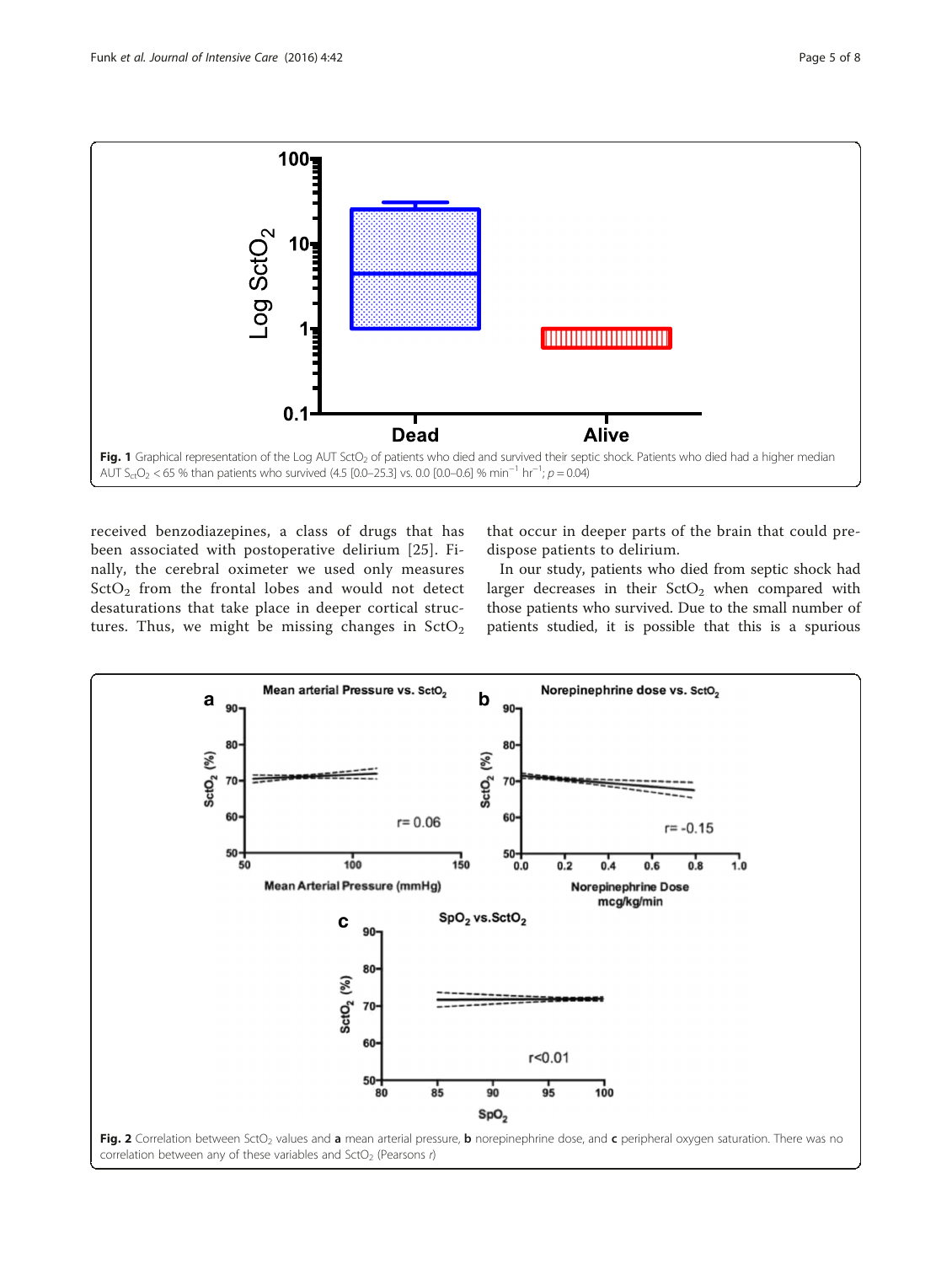Fig. 1 Graphical representation of the Log AUT $SctO_2$ of patients who died and survived their septic shock. Patients who died had a higher median AUT $S_{ct}O_2$ < 65 % than patients who survived (4.5 [0.0–25.3] vs. 0.0 [0.0–0.6] % $min^{-1}$ $hr^{-1}$; $p = 0.04$)

received benzodiazepines, a class of drugs that has been associated with postoperative delirium [25]. Finally, the cerebral oximeter we used only measures $SctO_2$ from the frontal lobes and would not detect desaturations that take place in deeper cortical structures. Thus, we might be missing changes in $SctO_2$ that occur in deeper parts of the brain that could predispose patients to delirium.

In our study, patients who died from septic shock had larger decreases in their $SctO_2$ when compared with those patients who survived. Due to the small number of patients studied, it is possible that this is a spurious

Fig. 2 Correlation between $SctO_2$ values and **a** mean arterial pressure, **b** norepinephrine dose, and **c** peripheral oxygen saturation. There was no correlation between any of these variables and $SctO_2$ (Pearsons *r*)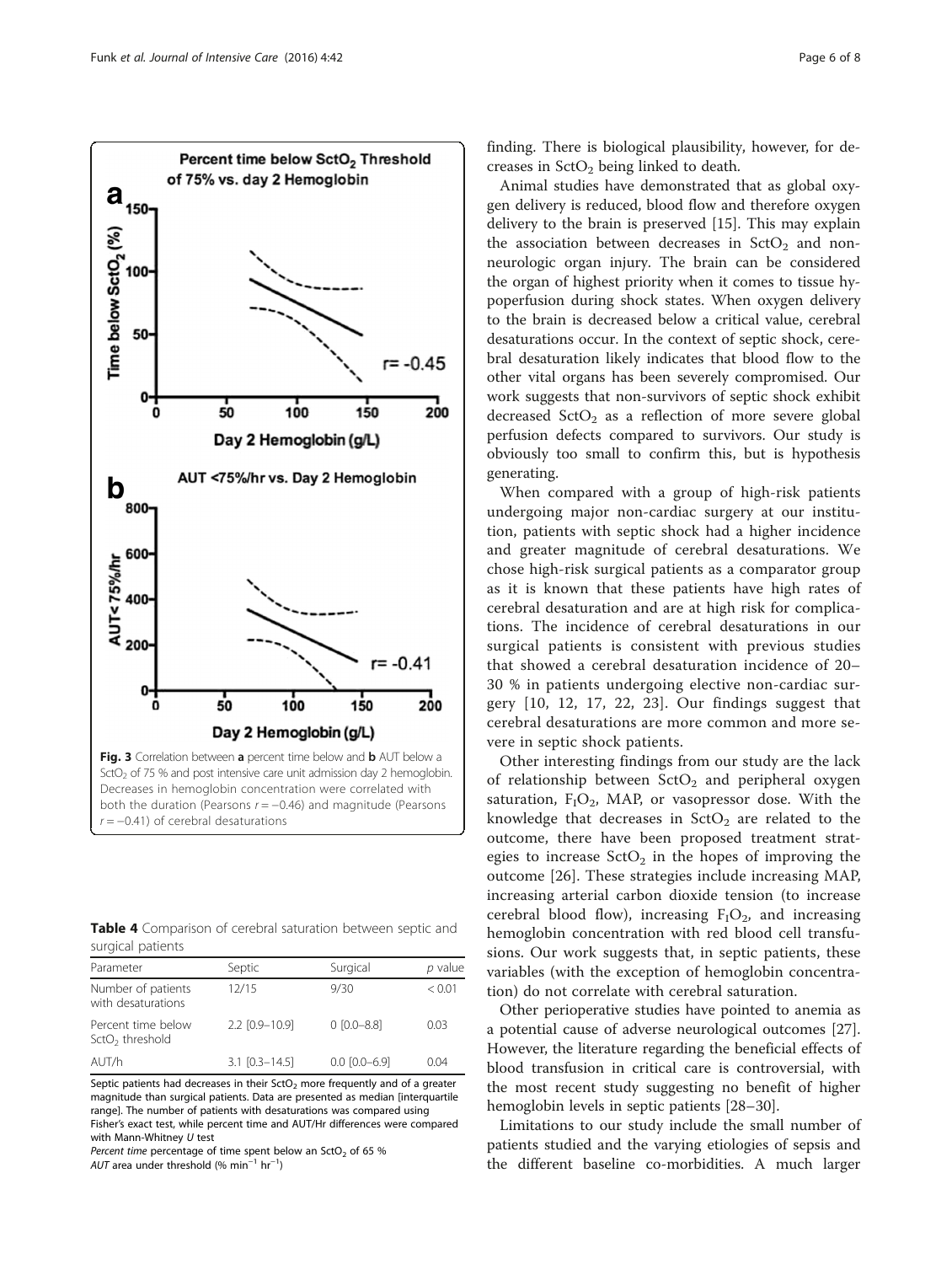Fig. 3 Correlation between **a** percent time below and **b** AUT below a $SctO_2$ of 75 % and post intensive care unit admission day 2 hemoglobin. Decreases in hemoglobin concentration were correlated with both the duration (Pearsons $r = -0.46$) and magnitude (Pearsons $r = -0.41$) of cerebral desaturations

**Table 4** Comparison of cerebral saturation between septic and surgical patients

| Parameter | Septic | Surgical | *p* value |
|---|---|---|---|
| Number of patients with desaturations | 12/15 | 9/30 | < 0.01 |
| Percent time below $SctO_2$ threshold | 2.2 [0.9–10.9] | 0 [0.0–8.8] | 0.03 |
| AUT/h | 3.1 [0.3–14.5] | 0.0 [0.0–6.9] | 0.04 |

Septic patients had decreases in their $SctO_2$ more frequently and of a greater magnitude than surgical patients. Data are presented as median [interquartile range]. The number of patients with desaturations was compared using Fisher's exact test, while percent time and AUT/Hr differences were compared with Mann-Whitney *U* test
*Percent time* percentage of time spent below an $SctO_2$ of 65 %
*AUT* area under threshold (% $min^{-1}$ $hr^{-1}$)

finding. There is biological plausibility, however, for decreases in $SctO_2$ being linked to death.

Animal studies have demonstrated that as global oxygen delivery is reduced, blood flow and therefore oxygen delivery to the brain is preserved [15]. This may explain the association between decreases in $SctO_2$ and non-neurologic organ injury. The brain can be considered the organ of highest priority when it comes to tissue hypoperfusion during shock states. When oxygen delivery to the brain is decreased below a critical value, cerebral desaturations occur. In the context of septic shock, cerebral desaturation likely indicates that blood flow to the other vital organs has been severely compromised. Our work suggests that non-survivors of septic shock exhibit decreased $SctO_2$ as a reflection of more severe global perfusion defects compared to survivors. Our study is obviously too small to confirm this, but is hypothesis generating.

When compared with a group of high-risk patients undergoing major non-cardiac surgery at our institution, patients with septic shock had a higher incidence and greater magnitude of cerebral desaturations. We chose high-risk surgical patients as a comparator group as it is known that these patients have high rates of cerebral desaturation and are at high risk for complications. The incidence of cerebral desaturations in our surgical patients is consistent with previous studies that showed a cerebral desaturation incidence of 20–30 % in patients undergoing elective non-cardiac surgery [10, 12, 17, 22, 23]. Our findings suggest that cerebral desaturations are more common and more severe in septic shock patients.

Other interesting findings from our study are the lack of relationship between $SctO_2$ and peripheral oxygen saturation, $F_IO_2$, MAP, or vasopressor dose. With the knowledge that decreases in $SctO_2$ are related to the outcome, there have been proposed treatment strategies to increase $SctO_2$ in the hopes of improving the outcome [26]. These strategies include increasing MAP, increasing arterial carbon dioxide tension (to increase cerebral blood flow), increasing $F_IO_2$, and increasing hemoglobin concentration with red blood cell transfusions. Our work suggests that, in septic patients, these variables (with the exception of hemoglobin concentration) do not correlate with cerebral saturation.

Other perioperative studies have pointed to anemia as a potential cause of adverse neurological outcomes [27]. However, the literature regarding the beneficial effects of blood transfusion in critical care is controversial, with the most recent study suggesting no benefit of higher hemoglobin levels in septic patients [28–30].

Limitations to our study include the small number of patients studied and the varying etiologies of sepsis and the different baseline co-morbidities. A much larger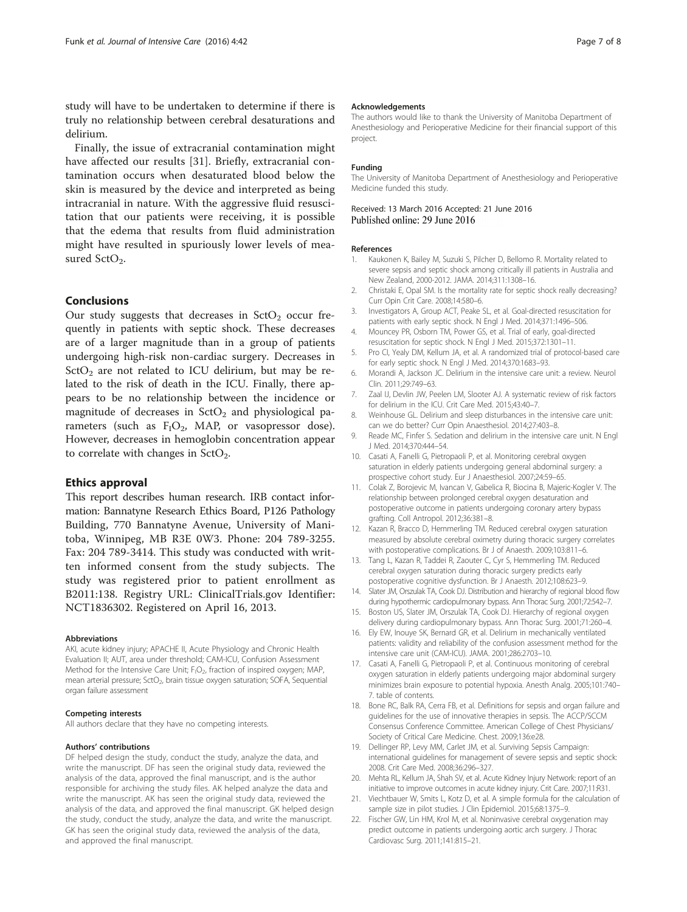study will have to be undertaken to determine if there is truly no relationship between cerebral desaturations and delirium.

Finally, the issue of extracranial contamination might have affected our results [31]. Briefly, extracranial contamination occurs when desaturated blood below the skin is measured by the device and interpreted as being intracranial in nature. With the aggressive fluid resuscitation that our patients were receiving, it is possible that the edema that results from fluid administration might have resulted in spuriously lower levels of measured $SctO_2$.

## Conclusions

Our study suggests that decreases in $SctO_2$ occur frequently in patients with septic shock. These decreases are of a larger magnitude than in a group of patients undergoing high-risk non-cardiac surgery. Decreases in $SctO_2$ are not related to ICU delirium, but may be related to the risk of death in the ICU. Finally, there appears to be no relationship between the incidence or magnitude of decreases in $SctO_2$ and physiological parameters (such as $F_IO_2$, MAP, or vasopressor dose). However, decreases in hemoglobin concentration appear to correlate with changes in $SctO_2$.

## Ethics approval

This report describes human research. IRB contact information: Bannatyne Research Ethics Board, P126 Pathology Building, 770 Bannatyne Avenue, University of Manitoba, Winnipeg, MB R3E 0W3. Phone: 204 789-3255. Fax: 204 789-3414. This study was conducted with written informed consent from the study subjects. The study was registered prior to patient enrollment as B2011:138. Registry URL: ClinicalTrials.gov Identifier: NCT1836302. Registered on April 16, 2013.

#### Abbreviations

AKI, acute kidney injury; APACHE II, Acute Physiology and Chronic Health Evaluation II; AUT, area under threshold; CAM-ICU, Confusion Assessment Method for the Intensive Care Unit; $F_IO_2$, fraction of inspired oxygen; MAP, mean arterial pressure; $SctO_2$, brain tissue oxygen saturation; SOFA, Sequential organ failure assessment

#### Competing interests

All authors declare that they have no competing interests.

#### Authors' contributions

DF helped design the study, conduct the study, analyze the data, and write the manuscript. DF has seen the original study data, reviewed the analysis of the data, approved the final manuscript, and is the author responsible for archiving the study files. AK helped analyze the data and write the manuscript. AK has seen the original study data, reviewed the analysis of the data, and approved the final manuscript. GK helped design the study, conduct the study, analyze the data, and write the manuscript. GK has seen the original study data, reviewed the analysis of the data, and approved the final manuscript.

#### Acknowledgements

The authors would like to thank the University of Manitoba Department of Anesthesiology and Perioperative Medicine for their financial support of this project.

#### Funding

The University of Manitoba Department of Anesthesiology and Perioperative Medicine funded this study.

Received: 13 March 2016 Accepted: 21 June 2016
Published online: 29 June 2016

#### References

1. Kaukonen K, Bailey M, Suzuki S, Pilcher D, Bellomo R. Mortality related to severe sepsis and septic shock among critically ill patients in Australia and New Zealand, 2000-2012. JAMA. 2014;311:1308–16.
2. Christaki E, Opal SM. Is the mortality rate for septic shock really decreasing? Curr Opin Crit Care. 2008;14:580–6.
3. Investigators A, Group ACT, Peake SL, et al. Goal-directed resuscitation for patients with early septic shock. N Engl J Med. 2014;371:1496–506.
4. Mouncey PR, Osborn TM, Power GS, et al. Trial of early, goal-directed resuscitation for septic shock. N Engl J Med. 2015;372:1301–11.
5. Pro CI, Yealy DM, Kellum JA, et al. A randomized trial of protocol-based care for early septic shock. N Engl J Med. 2014;370:1683–93.
6. Morandi A, Jackson JC. Delirium in the intensive care unit: a review. Neurol Clin. 2011;29:749–63.
7. Zaal IJ, Devlin JW, Peelen LM, Slooter AJ. A systematic review of risk factors for delirium in the ICU. Crit Care Med. 2015;43:40–7.
8. Weinhouse GL. Delirium and sleep disturbances in the intensive care unit: can we do better? Curr Opin Anaesthesiol. 2014;27:403–8.
9. Reade MC, Finfer S. Sedation and delirium in the intensive care unit. N Engl J Med. 2014;370:444–54.
10. Casati A, Fanelli G, Pietropaoli P, et al. Monitoring cerebral oxygen saturation in elderly patients undergoing general abdominal surgery: a prospective cohort study. Eur J Anaesthesiol. 2007;24:59–65.
11. Colak Z, Borojevic M, Ivancan V, Gabelica R, Biocina B, Majeric-Kogler V. The relationship between prolonged cerebral oxygen desaturation and postoperative outcome in patients undergoing coronary artery bypass grafting. Coll Antropol. 2012;36:381–8.
12. Kazan R, Bracco D, Hemmerling TM. Reduced cerebral oxygen saturation measured by absolute cerebral oximetry during thoracic surgery correlates with postoperative complications. Br J of Anaesth. 2009;103:811–6.
13. Tang L, Kazan R, Taddei R, Zaouter C, Cyr S, Hemmerling TM. Reduced cerebral oxygen saturation during thoracic surgery predicts early postoperative cognitive dysfunction. Br J Anaesth. 2012;108:623–9.
14. Slater JM, Orszulak TA, Cook DJ. Distribution and hierarchy of regional blood flow during hypothermic cardiopulmonary bypass. Ann Thorac Surg. 2001;72:542–7.
15. Boston US, Slater JM, Orszulak TA, Cook DJ. Hierarchy of regional oxygen delivery during cardiopulmonary bypass. Ann Thorac Surg. 2001;71:260–4.
16. Ely EW, Inouye SK, Bernard GR, et al. Delirium in mechanically ventilated patients: validity and reliability of the confusion assessment method for the intensive care unit (CAM-ICU). JAMA. 2001;286:2703–10.
17. Casati A, Fanelli G, Pietropaoli P, et al. Continuous monitoring of cerebral oxygen saturation in elderly patients undergoing major abdominal surgery minimizes brain exposure to potential hypoxia. Anesth Analg. 2005;101:740–7. table of contents.
18. Bone RC, Balk RA, Cerra FB, et al. Definitions for sepsis and organ failure and guidelines for the use of innovative therapies in sepsis. The ACCP/SCCM Consensus Conference Committee. American College of Chest Physicians/ Society of Critical Care Medicine. Chest. 2009;136:e28.
19. Dellinger RP, Levy MM, Carlet JM, et al. Surviving Sepsis Campaign: international guidelines for management of severe sepsis and septic shock: 2008. Crit Care Med. 2008;36:296–327.
20. Mehta RL, Kellum JA, Shah SV, et al. Acute Kidney Injury Network: report of an initiative to improve outcomes in acute kidney injury. Crit Care. 2007;11:R31.
21. Viechtbauer W, Smits L, Kotz D, et al. A simple formula for the calculation of sample size in pilot studies. J Clin Epidemiol. 2015;68:1375–9.
22. Fischer GW, Lin HM, Krol M, et al. Noninvasive cerebral oxygenation may predict outcome in patients undergoing aortic arch surgery. J Thorac Cardiovasc Surg. 2011;141:815–21.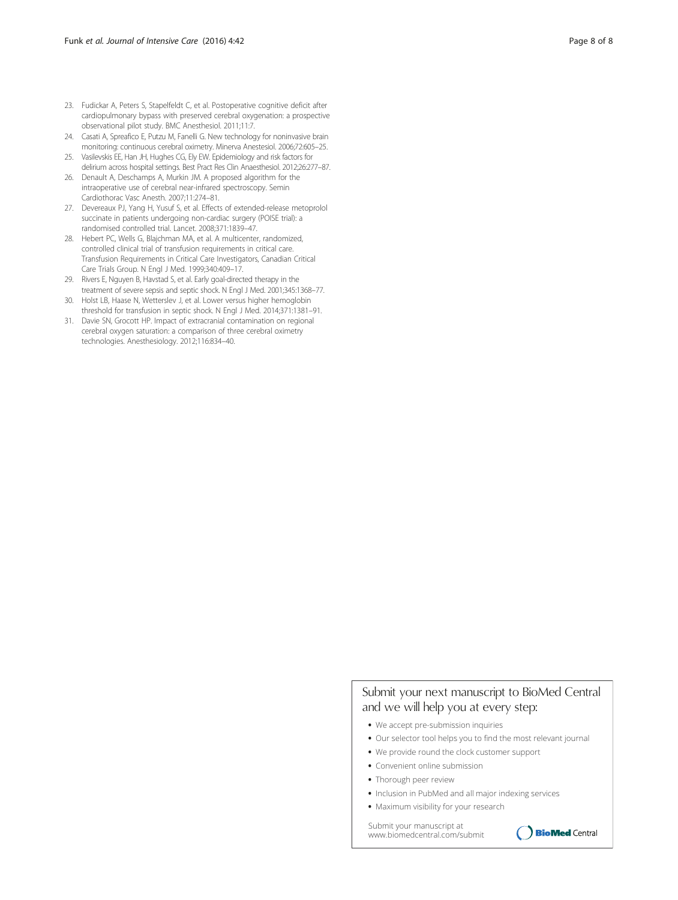23. Fudickar A, Peters S, Stapelfeldt C, et al. Postoperative cognitive deficit after cardiopulmonary bypass with preserved cerebral oxygenation: a prospective observational pilot study. BMC Anesthesiol. 2011;11:7.
24. Casati A, Spreafico E, Putzu M, Fanelli G. New technology for noninvasive brain monitoring: continuous cerebral oximetry. Minerva Anestesiol. 2006;72:605–25.
25. Vasilevskis EE, Han JH, Hughes CG, Ely EW. Epidemiology and risk factors for delirium across hospital settings. Best Pract Res Clin Anaesthesiol. 2012;26:277–87.
26. Denault A, Deschamps A, Murkin JM. A proposed algorithm for the intraoperative use of cerebral near-infrared spectroscopy. Semin Cardiothorac Vasc Anesth. 2007;11:274–81.
27. Devereaux PJ, Yang H, Yusuf S, et al. Effects of extended-release metoprolol succinate in patients undergoing non-cardiac surgery (POISE trial): a randomised controlled trial. Lancet. 2008;371:1839–47.
28. Hebert PC, Wells G, Blajchman MA, et al. A multicenter, randomized, controlled clinical trial of transfusion requirements in critical care. Transfusion Requirements in Critical Care Investigators, Canadian Critical Care Trials Group. N Engl J Med. 1999;340:409–17.
29. Rivers E, Nguyen B, Havstad S, et al. Early goal-directed therapy in the treatment of severe sepsis and septic shock. N Engl J Med. 2001;345:1368–77.
30. Holst LB, Haase N, Wetterslev J, et al. Lower versus higher hemoglobin threshold for transfusion in septic shock. N Engl J Med. 2014;371:1381–91.
31. Davie SN, Grocott HP. Impact of extracranial contamination on regional cerebral oxygen saturation: a comparison of three cerebral oximetry technologies. Anesthesiology. 2012;116:834–40.

Submit your next manuscript to BioMed Central and we will help you at every step:

- We accept pre-submission inquiries
- Our selector tool helps you to find the most relevant journal
- We provide round the clock customer support
- Convenient online submission
- Thorough peer review
- Inclusion in PubMed and all major indexing services
- Maximum visibility for your research

Submit your manuscript at
www.biomedcentral.com/submit

BioMed Central